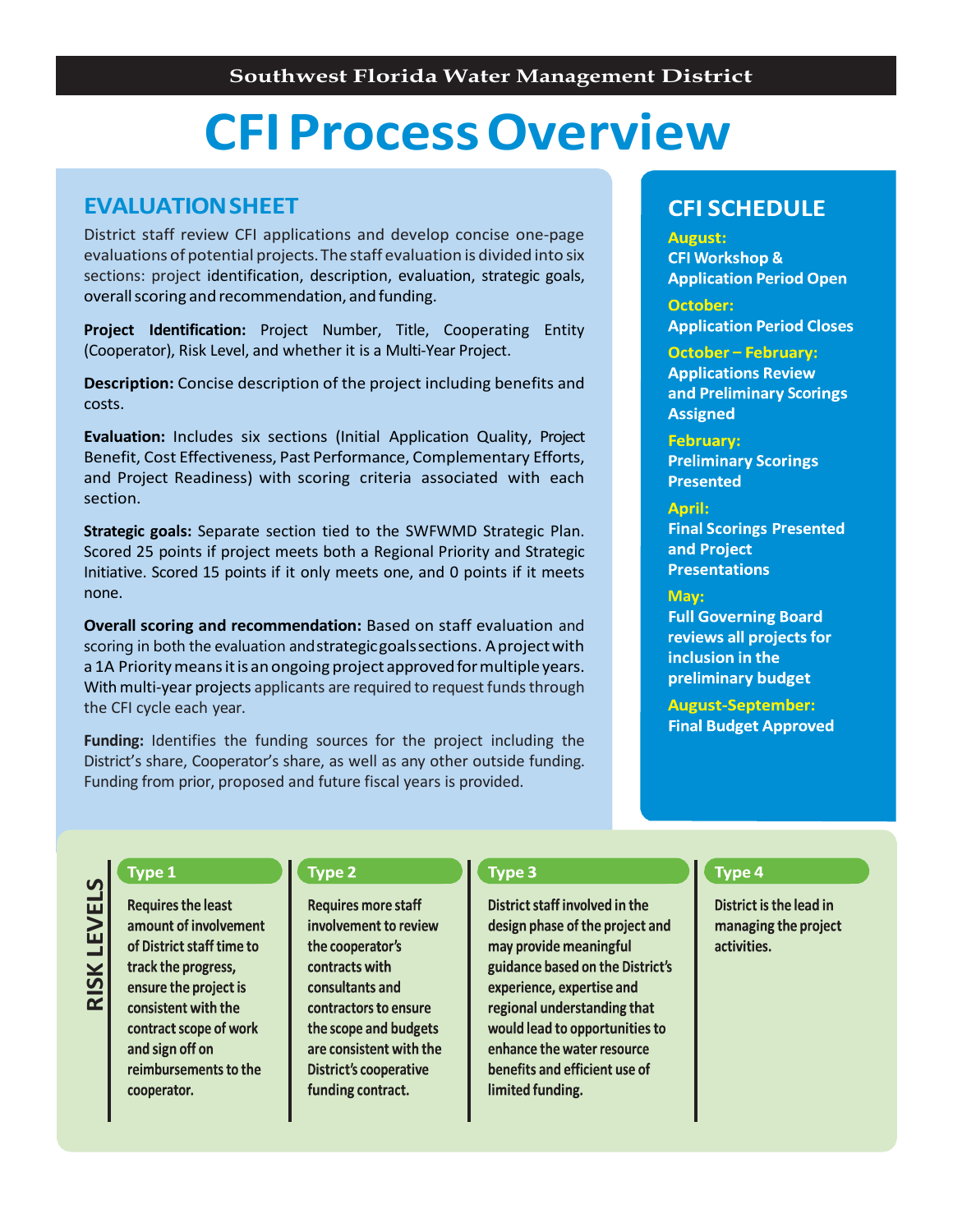Southwest Florida Water Management District

# CFI Process Overview

## EVALUATION SHEET

District staff review CFI applications and develop concise one-page evaluations of potential projects. The staff evaluation is divided into six sections: project identification, description, evaluation, strategic goals, overall scoring and recommendation, and funding.

**Project Identification:** Project Number, Title, Cooperating Entity (Cooperator), Risk Level, and whether it is a Multi-Year Project.

**Description:** Concise description of the project including benefits and costs.

**Evaluation:** Includes six sections (Initial Application Quality, Project Benefit, Cost Effectiveness, Past Performance, Complementary Efforts, and Project Readiness) with scoring criteria associated with each section.

**Strategic goals:** Separate section tied to the SWFWMD Strategic Plan. Scored 25 points if project meets both a Regional Priority and Strategic Initiative. Scored 15 points if it only meets one, and 0 points if it meets none.

**Overall scoring and recommendation:** Based on staff evaluation and scoring in both the evaluation and strategic goals sections. A project with a 1A Priority means it is an ongoing project approved for multiple years. With multi-year projects applicants are required to request funds through the CFI cycle each year.

**Funding:** Identifies the funding sources for the project including the District's share, Cooperator's share, as well as any other outside funding. Funding from prior, proposed and future fiscal years is provided.

## CFI SCHEDULE

**August:**
CFI Workshop & Application Period Open

**October:**
Application Period Closes

**October – February:**
Applications Review and Preliminary Scorings Assigned

**February:**
Preliminary Scorings Presented

**April:**
Final Scorings Presented and Project Presentations

**May:**
Full Governing Board reviews all projects for inclusion in the preliminary budget

**August-September:**
Final Budget Approved

## RISK LEVELS

### Type 1

Requires the least amount of involvement of District staff time to track the progress, ensure the project is consistent with the contract scope of work and sign off on reimbursements to the cooperator.

### Type 2

Requires more staff involvement to review the cooperator's contracts with consultants and contractors to ensure the scope and budgets are consistent with the District's cooperative funding contract.

### Type 3

District staff involved in the design phase of the project and may provide meaningful guidance based on the District's experience, expertise and regional understanding that would lead to opportunities to enhance the water resource benefits and efficient use of limited funding.

### Type 4

District is the lead in managing the project activities.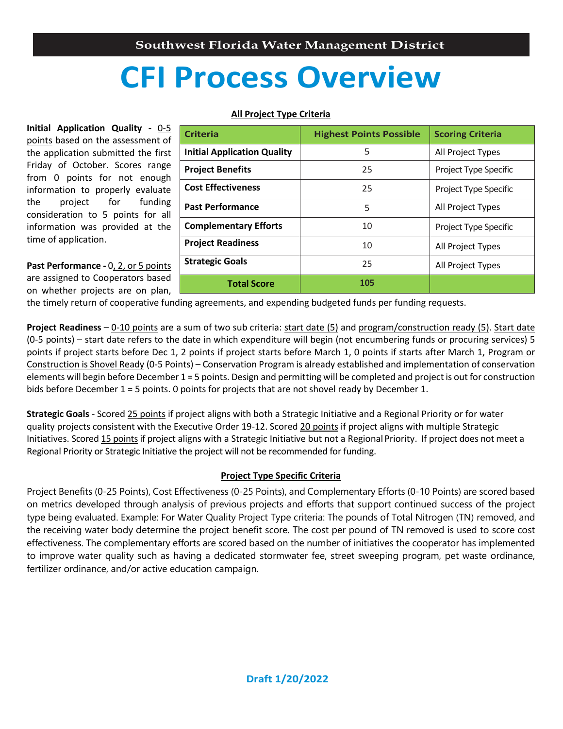# Southwest Florida Water Management District

# CFI Process Overview

**All Project Type Criteria**

| Criteria | Highest Points Possible | Scoring Criteria |
|---|---|---|
| **Initial Application Quality** | 5 | All Project Types |
| **Project Benefits** | 25 | Project Type Specific |
| **Cost Effectiveness** | 25 | Project Type Specific |
| **Past Performance** | 5 | All Project Types |
| **Complementary Efforts** | 10 | Project Type Specific |
| **Project Readiness** | 10 | All Project Types |
| **Strategic Goals** | 25 | All Project Types |
| **Total Score** | **105** | |

**Initial Application Quality -** 0-5 points based on the assessment of the application submitted the first Friday of October. Scores range from 0 points for not enough information to properly evaluate the project for funding consideration to 5 points for all information was provided at the time of application.

**Past Performance -** 0, 2, or 5 points are assigned to Cooperators based on whether projects are on plan, the timely return of cooperative funding agreements, and expending budgeted funds per funding requests.

**Project Readiness** – 0-10 points are a sum of two sub criteria: start date (5) and program/construction ready (5). Start date (0-5 points) – start date refers to the date in which expenditure will begin (not encumbering funds or procuring services) 5 points if project starts before Dec 1, 2 points if project starts before March 1, 0 points if starts after March 1, Program or Construction is Shovel Ready (0-5 Points) – Conservation Program is already established and implementation of conservation elements will begin before December 1 = 5 points. Design and permitting will be completed and project is out for construction bids before December 1 = 5 points. 0 points for projects that are not shovel ready by December 1.

**Strategic Goals** - Scored 25 points if project aligns with both a Strategic Initiative and a Regional Priority or for water quality projects consistent with the Executive Order 19-12. Scored 20 points if project aligns with multiple Strategic Initiatives. Scored 15 points if project aligns with a Strategic Initiative but not a Regional Priority. If project does not meet a Regional Priority or Strategic Initiative the project will not be recommended for funding.

**Project Type Specific Criteria**

Project Benefits (0-25 Points), Cost Effectiveness (0-25 Points), and Complementary Efforts (0-10 Points) are scored based on metrics developed through analysis of previous projects and efforts that support continued success of the project type being evaluated. Example: For Water Quality Project Type criteria: The pounds of Total Nitrogen (TN) removed, and the receiving water body determine the project benefit score. The cost per pound of TN removed is used to score cost effectiveness. The complementary efforts are scored based on the number of initiatives the cooperator has implemented to improve water quality such as having a dedicated stormwater fee, street sweeping program, pet waste ordinance, fertilizer ordinance, and/or active education campaign.

Draft 1/20/2022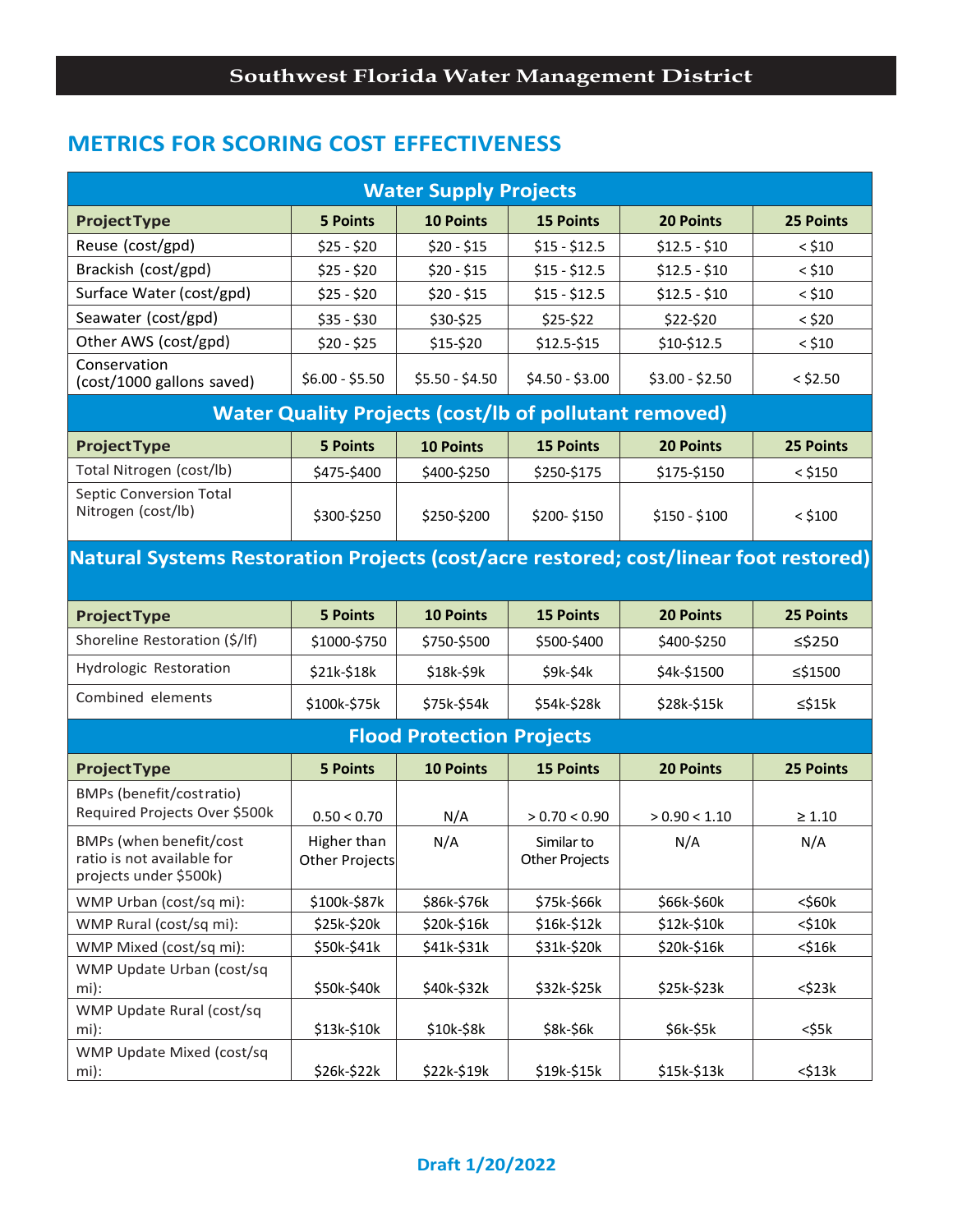Southwest Florida Water Management District

## METRICS FOR SCORING COST EFFECTIVENESS

| Water Supply Projects | | | | | |
|---|---|---|---|---|---|
| **Project Type** | **5 Points** | **10 Points** | **15 Points** | **20 Points** | **25 Points** |
| Reuse (cost/gpd) | $25 - $20 | $20 - $15 | $15 - $12.5 | $12.5 - $10 | < $10 |
| Brackish (cost/gpd) | $25 - $20 | $20 - $15 | $15 - $12.5 | $12.5 - $10 | < $10 |
| Surface Water (cost/gpd) | $25 - $20 | $20 - $15 | $15 - $12.5 | $12.5 - $10 | < $10 |
| Seawater (cost/gpd) | $35 - $30 | $30-$25 | $25-$22 | $22-$20 | < $20 |
| Other AWS (cost/gpd) | $20 - $25 | $15-$20 | $12.5-$15 | $10-$12.5 | < $10 |
| Conservation (cost/1000 gallons saved) | $6.00 - $5.50 | $5.50 - $4.50 | $4.50 - $3.00 | $3.00 - $2.50 | < $2.50 |
| **Water Quality Projects (cost/lb of pollutant removed)** | | | | | |
| **Project Type** | **5 Points** | **10 Points** | **15 Points** | **20 Points** | **25 Points** |
| Total Nitrogen (cost/lb) | $475-$400 | $400-$250 | $250-$175 | $175-$150 | < $150 |
| Septic Conversion Total Nitrogen (cost/lb) | $300-$250 | $250-$200 | $200- $150 | $150 - $100 | < $100 |
| **Natural Systems Restoration Projects (cost/acre restored; cost/linear foot restored)** | | | | | |
| **Project Type** | **5 Points** | **10 Points** | **15 Points** | **20 Points** | **25 Points** |
| Shoreline Restoration ($/lf) | $1000-$750 | $750-$500 | $500-$400 | $400-$250 | ≤$250 |
| Hydrologic Restoration | $21k-$18k | $18k-$9k | $9k-$4k | $4k-$1500 | ≤$1500 |
| Combined elements | $100k-$75k | $75k-$54k | $54k-$28k | $28k-$15k | ≤$15k |
| **Flood Protection Projects** | | | | | |
| **Project Type** | **5 Points** | **10 Points** | **15 Points** | **20 Points** | **25 Points** |
| BMPs (benefit/cost ratio) Required Projects Over $500k | 0.50 < 0.70 | N/A | > 0.70 < 0.90 | > 0.90 < 1.10 | ≥ 1.10 |
| BMPs (when benefit/cost ratio is not available for projects under $500k) | Higher than Other Projects | N/A | Similar to Other Projects | N/A | N/A |
| WMP Urban (cost/sq mi): | $100k-$87k | $86k-$76k | $75k-$66k | $66k-$60k | <$60k |
| WMP Rural (cost/sq mi): | $25k-$20k | $20k-$16k | $16k-$12k | $12k-$10k | <$10k |
| WMP Mixed (cost/sq mi): | $50k-$41k | $41k-$31k | $31k-$20k | $20k-$16k | <$16k |
| WMP Update Urban (cost/sq mi): | $50k-$40k | $40k-$32k | $32k-$25k | $25k-$23k | <$23k |
| WMP Update Rural (cost/sq mi): | $13k-$10k | $10k-$8k | $8k-$6k | $6k-$5k | <$5k |
| WMP Update Mixed (cost/sq mi): | $26k-$22k | $22k-$19k | $19k-$15k | $15k-$13k | <$13k |

Draft 1/20/2022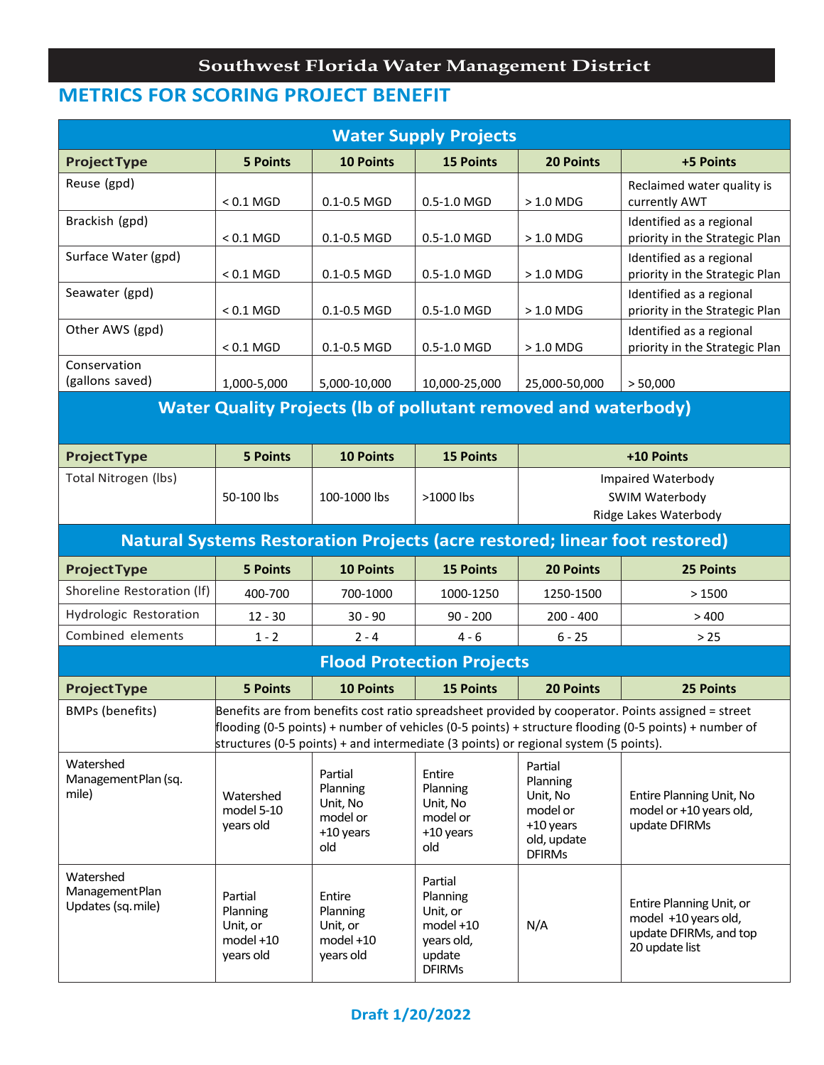## Southwest Florida Water Management District

# METRICS FOR SCORING PROJECT BENEFIT

| Water Supply Projects | | | | | |
|---|---|---|---|---|---|
| **ProjectType** | **5 Points** | **10 Points** | **15 Points** | **20 Points** | **+5 Points** |
| Reuse (gpd) | < 0.1 MGD | 0.1-0.5 MGD | 0.5-1.0 MGD | > 1.0 MDG | Reclaimed water quality is currently AWT |
| Brackish (gpd) | < 0.1 MGD | 0.1-0.5 MGD | 0.5-1.0 MGD | > 1.0 MDG | Identified as a regional priority in the Strategic Plan |
| Surface Water (gpd) | < 0.1 MGD | 0.1-0.5 MGD | 0.5-1.0 MGD | > 1.0 MDG | Identified as a regional priority in the Strategic Plan |
| Seawater (gpd) | < 0.1 MGD | 0.1-0.5 MGD | 0.5-1.0 MGD | > 1.0 MDG | Identified as a regional priority in the Strategic Plan |
| Other AWS (gpd) | < 0.1 MGD | 0.1-0.5 MGD | 0.5-1.0 MGD | > 1.0 MDG | Identified as a regional priority in the Strategic Plan |
| Conservation (gallons saved) | 1,000-5,000 | 5,000-10,000 | 10,000-25,000 | 25,000-50,000 | > 50,000 |

| Water Quality Projects (lb of pollutant removed and waterbody) | | | | |
|---|---|---|---|---|
| **ProjectType** | **5 Points** | **10 Points** | **15 Points** | **+10 Points** |
| Total Nitrogen (lbs) | 50-100 lbs | 100-1000 lbs | >1000 lbs | Impaired Waterbody<br>SWIM Waterbody<br>Ridge Lakes Waterbody |

| Natural Systems Restoration Projects (acre restored; linear foot restored) | | | | | |
|---|---|---|---|---|---|
| **ProjectType** | **5 Points** | **10 Points** | **15 Points** | **20 Points** | **25 Points** |
| Shoreline Restoration (lf) | 400-700 | 700-1000 | 1000-1250 | 1250-1500 | > 1500 |
| Hydrologic Restoration | 12 - 30 | 30 - 90 | 90 - 200 | 200 - 400 | > 400 |
| Combined elements | 1 - 2 | 2 - 4 | 4 - 6 | 6 - 25 | > 25 |

| Flood Protection Projects | | | | | |
|---|---|---|---|---|---|
| **ProjectType** | **5 Points** | **10 Points** | **15 Points** | **20 Points** | **25 Points** |
| BMPs (benefits) | Benefits are from benefits cost ratio spreadsheet provided by cooperator. Points assigned = street flooding (0-5 points) + number of vehicles (0-5 points) + structure flooding (0-5 points) + number of structures (0-5 points) + and intermediate (3 points) or regional system (5 points). | | | | |
| Watershed ManagementPlan (sq. mile) | Watershed model 5-10 years old | Partial Planning Unit, No model or +10 years old | Entire Planning Unit, No model or +10 years old | Partial Planning Unit, No model or +10 years old, update DFIRMs | Entire Planning Unit, No model or +10 years old, update DFIRMs |
| Watershed ManagementPlan Updates (sq.mile) | Partial Planning Unit, or model +10 years old | Entire Planning Unit, or model +10 years old | Partial Planning Unit, or model +10 years old, update DFIRMs | N/A | Entire Planning Unit, or model +10 years old, update DFIRMs, and top 20 update list |

**Draft 1/20/2022**